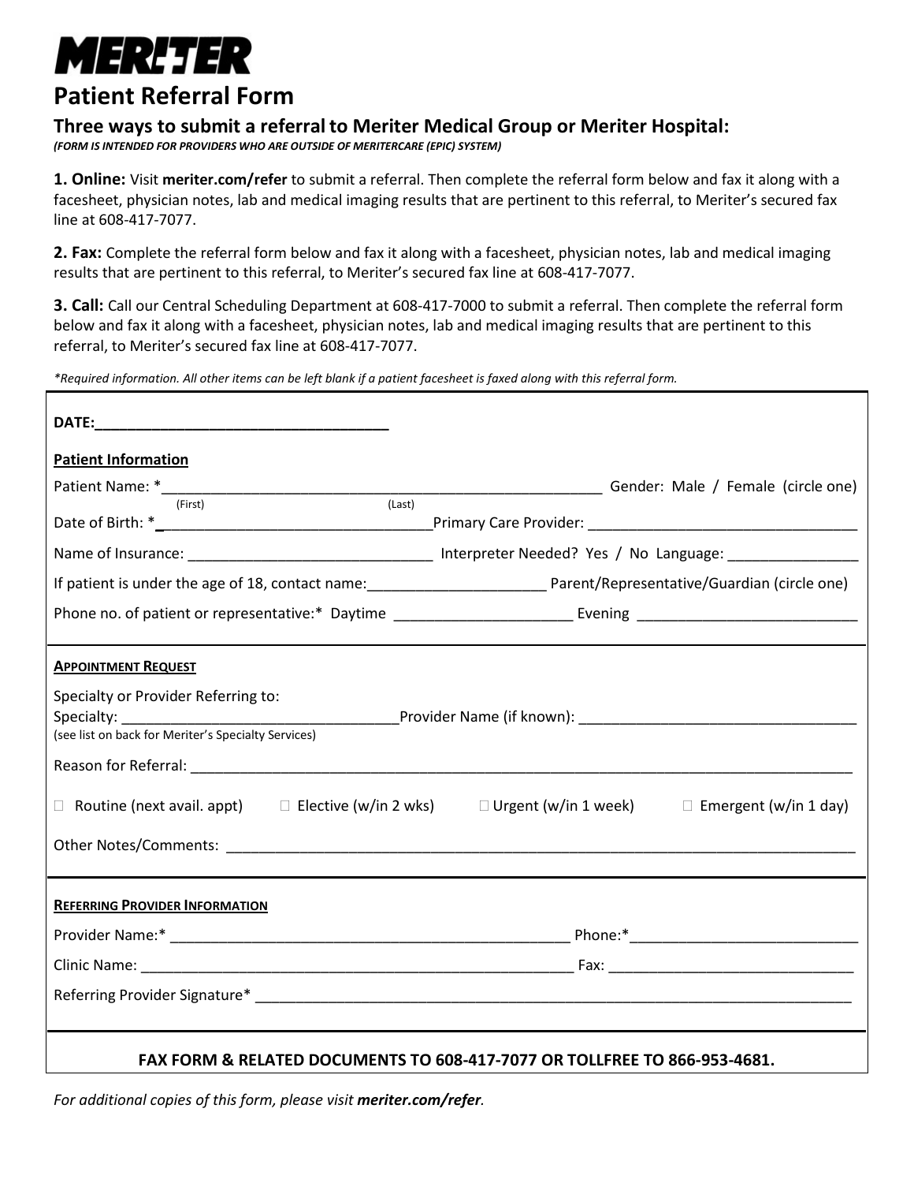# MERITER

## Patient Referral Form

### Three ways to submit a referral to Meriter Medical Group or Meriter Hospital:

***(FORM IS INTENDED FOR PROVIDERS WHO ARE OUTSIDE OF MERITERCARE (EPIC) SYSTEM)***

**1. Online:** Visit **meriter.com/refer** to submit a referral. Then complete the referral form below and fax it along with a facesheet, physician notes, lab and medical imaging results that are pertinent to this referral, to Meriter's secured fax line at 608-417-7077.

**2. Fax:** Complete the referral form below and fax it along with a facesheet, physician notes, lab and medical imaging results that are pertinent to this referral, to Meriter's secured fax line at 608-417-7077.

**3. Call:** Call our Central Scheduling Department at 608-417-7000 to submit a referral. Then complete the referral form below and fax it along with a facesheet, physician notes, lab and medical imaging results that are pertinent to this referral, to Meriter's secured fax line at 608-417-7077.

*\*Required information. All other items can be left blank if a patient facesheet is faxed along with this referral form.*

---

**DATE:**___________________________________

**Patient Information**

Patient Name: *_____________________________________________________ Gender: Male / Female (circle one)
(First) (Last)

Date of Birth: *________________________________Primary Care Provider: _________________________________

Name of Insurance: ______________________________ Interpreter Needed? Yes / No Language: _______________

If patient is under the age of 18, contact name:_____________________ Parent/Representative/Guardian (circle one)

Phone no. of patient or representative:* Daytime _____________________ Evening __________________________

---

**APPOINTMENT REQUEST**

Specialty or Provider Referring to:

Specialty: ________________________________Provider Name (if known): _________________________________
(see list on back for Meriter's Specialty Services)

Reason for Referral: _____________________________________________________________________________

☐ Routine (next avail. appt) ☐ Elective (w/in 2 wks) ☐ Urgent (w/in 1 week) ☐ Emergent (w/in 1 day)

Other Notes/Comments: ___________________________________________________________________________

---

**REFERRING PROVIDER INFORMATION**

Provider Name:* _________________________________________________ Phone:*___________________________

Clinic Name: ____________________________________________________ Fax: _____________________________

Referring Provider Signature* _____________________________________________________________________

---

**FAX FORM & RELATED DOCUMENTS TO 608-417-7077 OR TOLLFREE TO 866-953-4681.**

*For additional copies of this form, please visit* ***meriter.com/refer****.*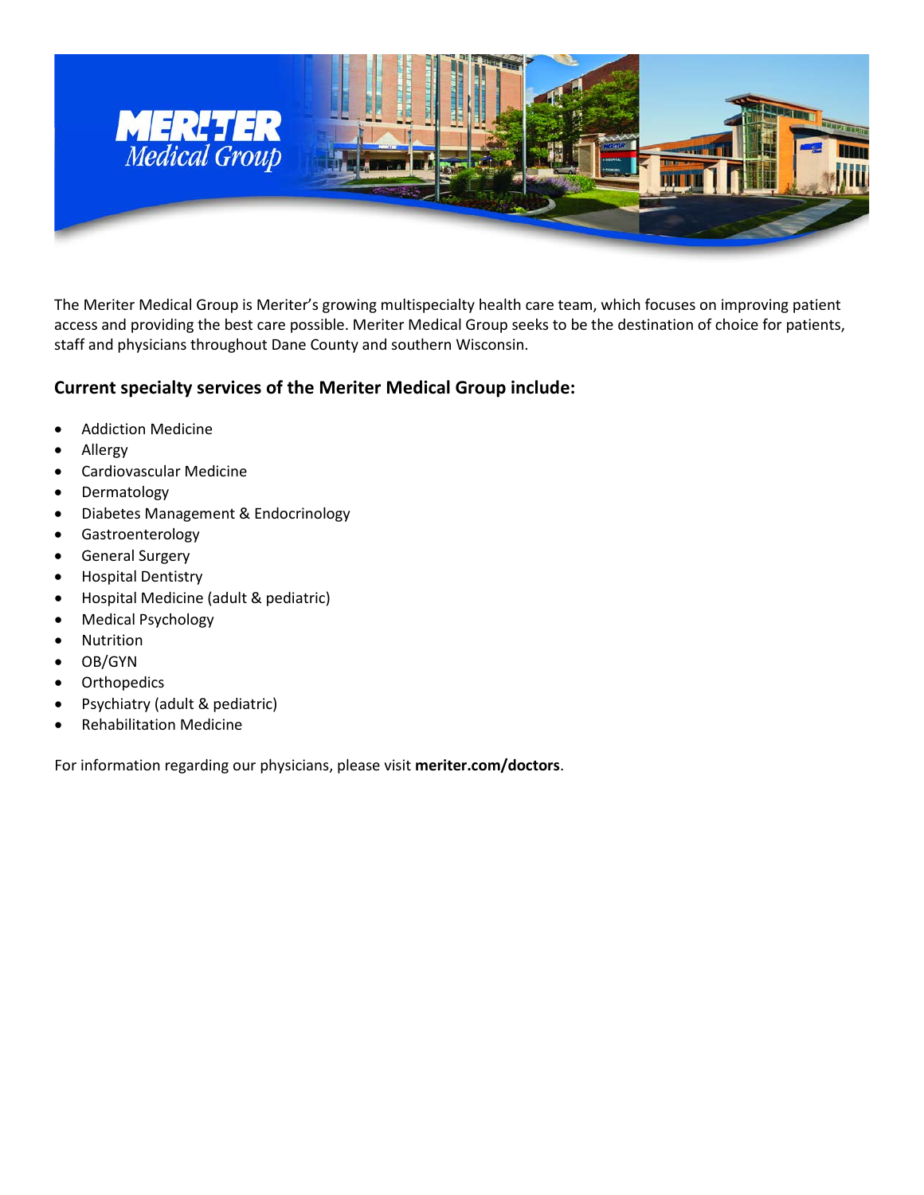The Meriter Medical Group is Meriter's growing multispecialty health care team, which focuses on improving patient access and providing the best care possible. Meriter Medical Group seeks to be the destination of choice for patients, staff and physicians throughout Dane County and southern Wisconsin.

## Current specialty services of the Meriter Medical Group include:

- Addiction Medicine
- Allergy
- Cardiovascular Medicine
- Dermatology
- Diabetes Management & Endocrinology
- Gastroenterology
- General Surgery
- Hospital Dentistry
- Hospital Medicine (adult & pediatric)
- Medical Psychology
- Nutrition
- OB/GYN
- Orthopedics
- Psychiatry (adult & pediatric)
- Rehabilitation Medicine

For information regarding our physicians, please visit **meriter.com/doctors**.